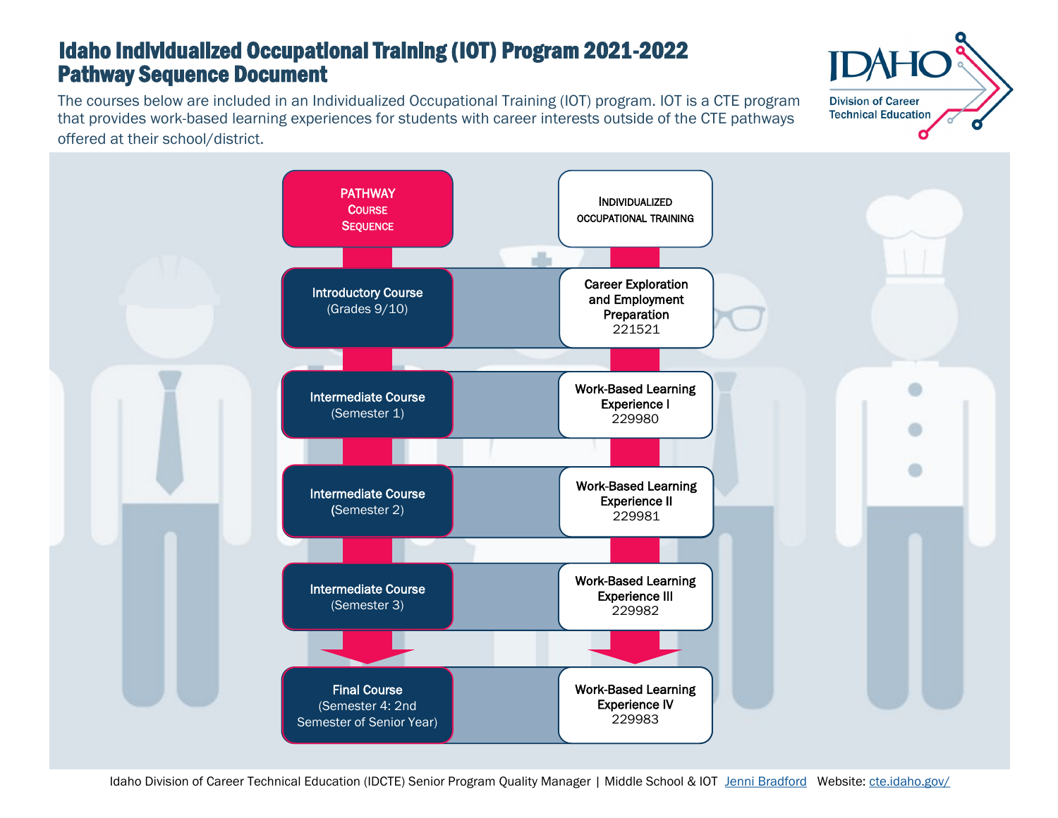# Idaho Individualized Occupational Training (IOT) Program 2021-2022
## Pathway Sequence Document

The courses below are included in an Individualized Occupational Training (IOT) program. IOT is a CTE program that provides work-based learning experiences for students with career interests outside of the CTE pathways offered at their school/district.

IDAHO Division of Career Technical Education

| PATHWAY COURSE SEQUENCE | INDIVIDUALIZED OCCUPATIONAL TRAINING |
|---|---|
| **Introductory Course** (Grades 9/10) | **Career Exploration and Employment Preparation** 221521 |
| **Intermediate Course** (Semester 1) | **Work-Based Learning Experience I** 229980 |
| **Intermediate Course** (Semester 2) | **Work-Based Learning Experience II** 229981 |
| **Intermediate Course** (Semester 3) | **Work-Based Learning Experience III** 229982 |
| **Final Course** (Semester 4: 2nd Semester of Senior Year) | **Work-Based Learning Experience IV** 229983 |

Idaho Division of Career Technical Education (IDCTE) Senior Program Quality Manager | Middle School & IOT Jenni Bradford Website: cte.idaho.gov/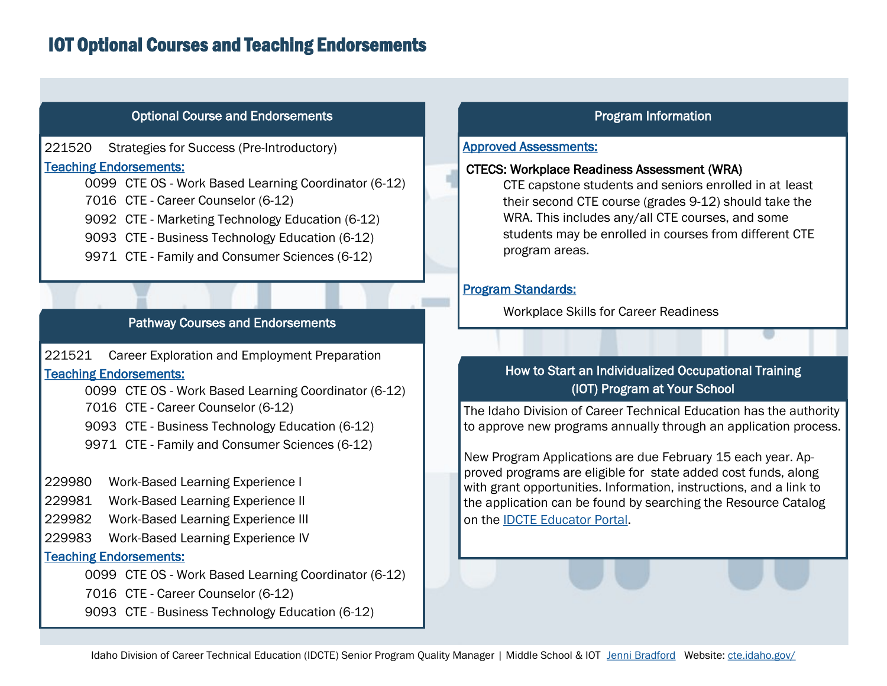# IOT Optional Courses and Teaching Endorsements

## Optional Course and Endorsements

221520 Strategies for Success (Pre-Introductory)

**Teaching Endorsements:**

- 0099 CTE OS - Work Based Learning Coordinator (6-12)
- 7016 CTE - Career Counselor (6-12)
- 9092 CTE - Marketing Technology Education (6-12)
- 9093 CTE - Business Technology Education (6-12)
- 9971 CTE - Family and Consumer Sciences (6-12)

## Pathway Courses and Endorsements

221521 Career Exploration and Employment Preparation

**Teaching Endorsements:**

- 0099 CTE OS - Work Based Learning Coordinator (6-12)
- 7016 CTE - Career Counselor (6-12)
- 9093 CTE - Business Technology Education (6-12)
- 9971 CTE - Family and Consumer Sciences (6-12)

229980 Work-Based Learning Experience I
229981 Work-Based Learning Experience II
229982 Work-Based Learning Experience III
229983 Work-Based Learning Experience IV

**Teaching Endorsements:**

- 0099 CTE OS - Work Based Learning Coordinator (6-12)
- 7016 CTE - Career Counselor (6-12)
- 9093 CTE - Business Technology Education (6-12)

## Program Information

**Approved Assessments:**

**CTECS: Workplace Readiness Assessment (WRA)**

CTE capstone students and seniors enrolled in at least their second CTE course (grades 9-12) should take the WRA. This includes any/all CTE courses, and some students may be enrolled in courses from different CTE program areas.

**Program Standards:**

Workplace Skills for Career Readiness

## How to Start an Individualized Occupational Training (IOT) Program at Your School

The Idaho Division of Career Technical Education has the authority to approve new programs annually through an application process.

New Program Applications are due February 15 each year. Approved programs are eligible for state added cost funds, along with grant opportunities. Information, instructions, and a link to the application can be found by searching the Resource Catalog on the IDCTE Educator Portal.

Idaho Division of Career Technical Education (IDCTE) Senior Program Quality Manager | Middle School & IOT Jenni Bradford Website: cte.idaho.gov/